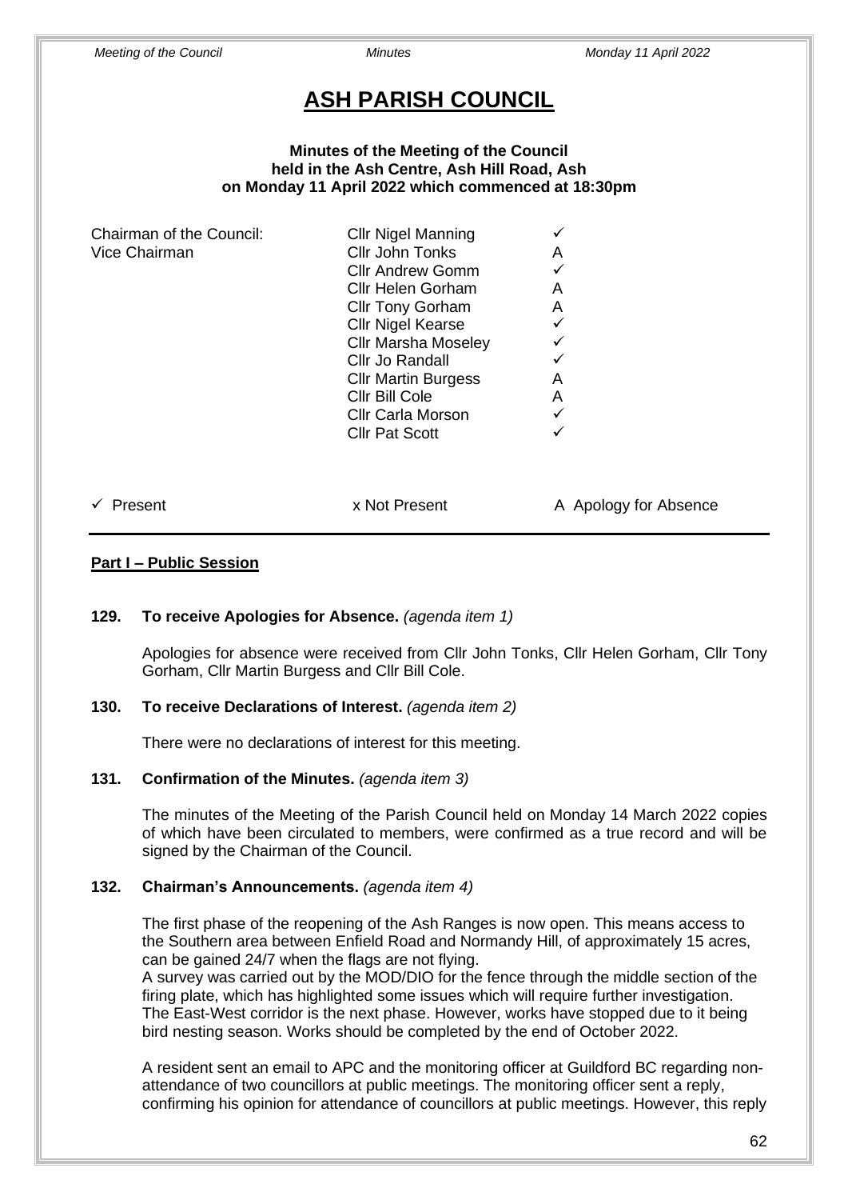# ASH PARISH COUNCIL

**Minutes of the Meeting of the Council**
**held in the Ash Centre, Ash Hill Road, Ash**
**on Monday 11 April 2022 which commenced at 18:30pm**

| | | |
|---|---|---|
| Chairman of the Council: | Cllr Nigel Manning | ✓ |
| Vice Chairman | Cllr John Tonks | A |
| | Cllr Andrew Gomm | ✓ |
| | Cllr Helen Gorham | A |
| | Cllr Tony Gorham | A |
| | Cllr Nigel Kearse | ✓ |
| | Cllr Marsha Moseley | ✓ |
| | Cllr Jo Randall | ✓ |
| | Cllr Martin Burgess | A |
| | Cllr Bill Cole | A |
| | Cllr Carla Morson | ✓ |
| | Cllr Pat Scott | ✓ |

✓ Present x Not Present A Apology for Absence

## Part I – Public Session

**129. To receive Apologies for Absence.** *(agenda item 1)*

Apologies for absence were received from Cllr John Tonks, Cllr Helen Gorham, Cllr Tony Gorham, Cllr Martin Burgess and Cllr Bill Cole.

**130. To receive Declarations of Interest.** *(agenda item 2)*

There were no declarations of interest for this meeting.

**131. Confirmation of the Minutes.** *(agenda item 3)*

The minutes of the Meeting of the Parish Council held on Monday 14 March 2022 copies of which have been circulated to members, were confirmed as a true record and will be signed by the Chairman of the Council.

**132. Chairman's Announcements.** *(agenda item 4)*

The first phase of the reopening of the Ash Ranges is now open. This means access to the Southern area between Enfield Road and Normandy Hill, of approximately 15 acres, can be gained 24/7 when the flags are not flying.
A survey was carried out by the MOD/DIO for the fence through the middle section of the firing plate, which has highlighted some issues which will require further investigation.
The East-West corridor is the next phase. However, works have stopped due to it being bird nesting season. Works should be completed by the end of October 2022.

A resident sent an email to APC and the monitoring officer at Guildford BC regarding non-attendance of two councillors at public meetings. The monitoring officer sent a reply, confirming his opinion for attendance of councillors at public meetings. However, this reply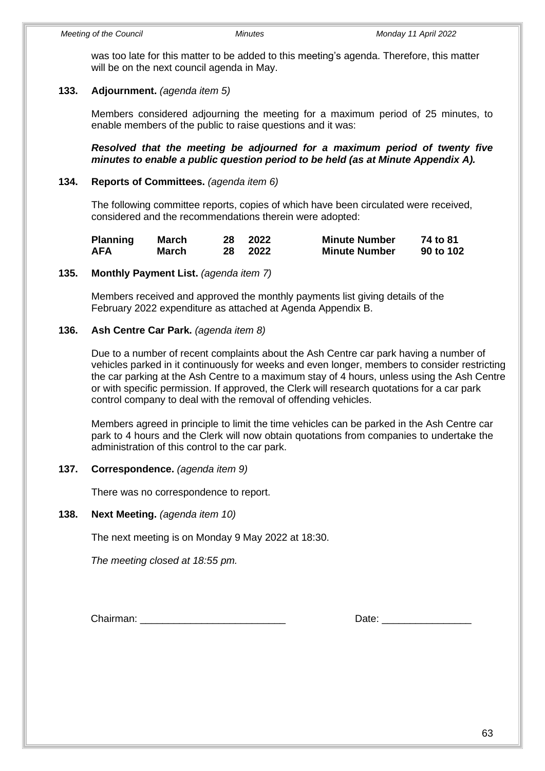was too late for this matter to be added to this meeting's agenda. Therefore, this matter will be on the next council agenda in May.

**133. Adjournment.** *(agenda item 5)*

Members considered adjourning the meeting for a maximum period of 25 minutes, to enable members of the public to raise questions and it was:

***Resolved that the meeting be adjourned for a maximum period of twenty five minutes to enable a public question period to be held (as at Minute Appendix A).***

**134. Reports of Committees.** *(agenda item 6)*

The following committee reports, copies of which have been circulated were received, considered and the recommendations therein were adopted:

| | | | | | |
|---|---|---|---|---|---|
| **Planning** | **March** | **28** | **2022** | **Minute Number** | **74 to 81** |
| **AFA** | **March** | **28** | **2022** | **Minute Number** | **90 to 102** |

**135. Monthly Payment List.** *(agenda item 7)*

Members received and approved the monthly payments list giving details of the February 2022 expenditure as attached at Agenda Appendix B.

**136. Ash Centre Car Park.** *(agenda item 8)*

Due to a number of recent complaints about the Ash Centre car park having a number of vehicles parked in it continuously for weeks and even longer, members to consider restricting the car parking at the Ash Centre to a maximum stay of 4 hours, unless using the Ash Centre or with specific permission. If approved, the Clerk will research quotations for a car park control company to deal with the removal of offending vehicles.

Members agreed in principle to limit the time vehicles can be parked in the Ash Centre car park to 4 hours and the Clerk will now obtain quotations from companies to undertake the administration of this control to the car park.

**137. Correspondence.** *(agenda item 9)*

There was no correspondence to report.

**138. Next Meeting.** *(agenda item 10)*

The next meeting is on Monday 9 May 2022 at 18:30.

*The meeting closed at 18:55 pm.*

Chairman: __________________________ Date: ________________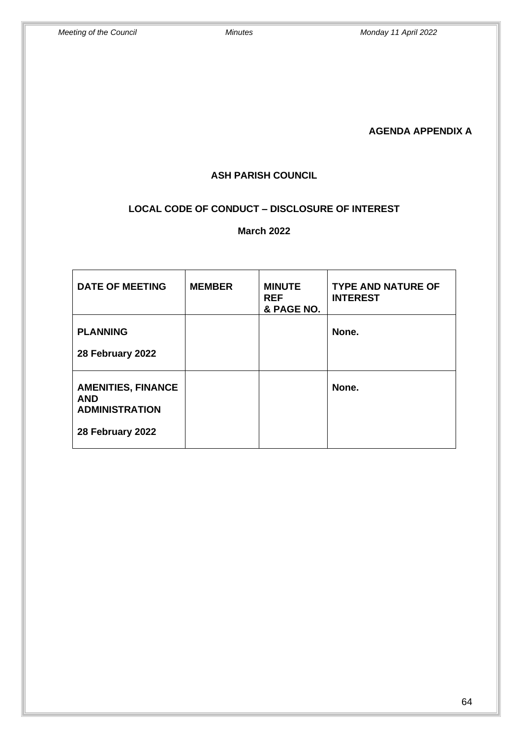**AGENDA APPENDIX A**

## ASH PARISH COUNCIL

### LOCAL CODE OF CONDUCT – DISCLOSURE OF INTEREST

**March 2022**

| DATE OF MEETING | MEMBER | MINUTE REF & PAGE NO. | TYPE AND NATURE OF INTEREST |
|---|---|---|---|
| **PLANNING**<br><br>**28 February 2022** | | | **None.** |
| **AMENITIES, FINANCE AND ADMINISTRATION**<br><br>**28 February 2022** | | | **None.** |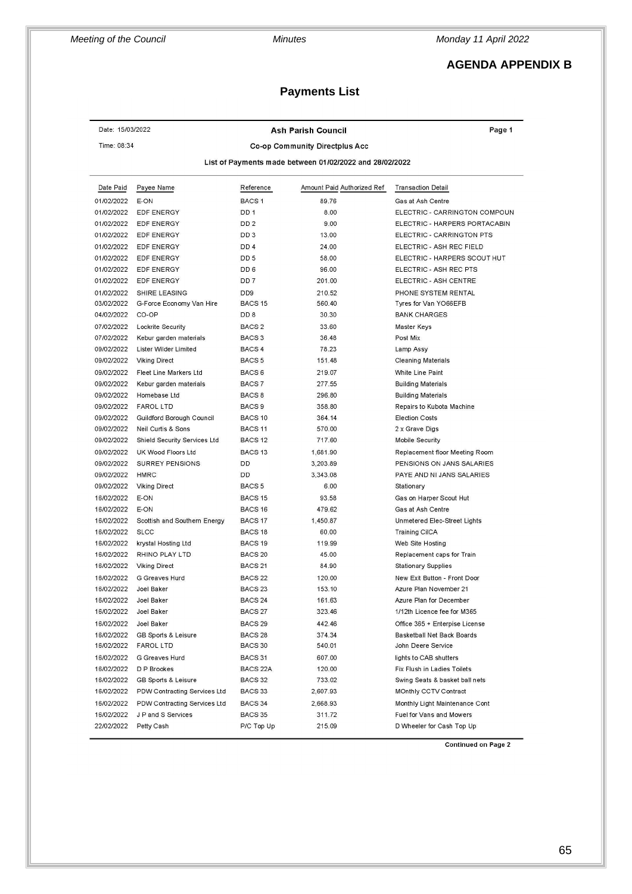## AGENDA APPENDIX B

## Payments List

Date: 15/03/2022 **Ash Parish Council** **Page 1**

Time: 08:34 **Co-op Community Directplus Acc**

**List of Payments made between 01/02/2022 and 28/02/2022**

| Date Paid | Payee Name | Reference | Amount Paid | Authorized Ref | Transaction Detail |
|---|---|---|---|---|---|
| 01/02/2022 | E-ON | BACS 1 | 89.76 | | Gas at Ash Centre |
| 01/02/2022 | EDF ENERGY | DD 1 | 8.00 | | ELECTRIC - CARRINGTON COMPOUN |
| 01/02/2022 | EDF ENERGY | DD 2 | 9.00 | | ELECTRIC - HARPERS PORTACABIN |
| 01/02/2022 | EDF ENERGY | DD 3 | 13.00 | | ELECTRIC - CARRINGTON PTS |
| 01/02/2022 | EDF ENERGY | DD 4 | 24.00 | | ELECTRIC - ASH REC FIELD |
| 01/02/2022 | EDF ENERGY | DD 5 | 58.00 | | ELECTRIC - HARPERS SCOUT HUT |
| 01/02/2022 | EDF ENERGY | DD 6 | 96.00 | | ELECTRIC - ASH REC PTS |
| 01/02/2022 | EDF ENERGY | DD 7 | 201.00 | | ELECTRIC - ASH CENTRE |
| 01/02/2022 | SHIRE LEASING | DD9 | 210.52 | | PHONE SYSTEM RENTAL |
| 03/02/2022 | G-Force Economy Van Hire | BACS 15 | 560.40 | | Tyres for Van YO66EFB |
| 04/02/2022 | CO-OP | DD 8 | 30.30 | | BANK CHARGES |
| 07/02/2022 | Lockrite Security | BACS 2 | 33.60 | | Master Keys |
| 07/02/2022 | Kebur garden materials | BACS 3 | 36.48 | | Post Mix |
| 09/02/2022 | Lister Wilder Limited | BACS 4 | 78.23 | | Lamp Assy |
| 09/02/2022 | Viking Direct | BACS 5 | 151.48 | | Cleaning Materials |
| 09/02/2022 | Fleet Line Markers Ltd | BACS 6 | 219.07 | | White Line Paint |
| 09/02/2022 | Kebur garden materials | BACS 7 | 277.55 | | Building Materials |
| 09/02/2022 | Homebase Ltd | BACS 8 | 296.80 | | Building Materials |
| 09/02/2022 | FAROL LTD | BACS 9 | 358.80 | | Repairs to Kubota Machine |
| 09/02/2022 | Guildford Borough Council | BACS 10 | 364.14 | | Election Costs |
| 09/02/2022 | Neil Curtis & Sons | BACS 11 | 570.00 | | 2 x Grave Digs |
| 09/02/2022 | Shield Security Services Ltd | BACS 12 | 717.60 | | Mobile Security |
| 09/02/2022 | UK Wood Floors Ltd | BACS 13 | 1,681.90 | | Replacement floor Meeting Room |
| 09/02/2022 | SURREY PENSIONS | DD | 3,203.89 | | PENSIONS ON JANS SALARIES |
| 09/02/2022 | HMRC | DD | 3,343.08 | | PAYE AND NI JANS SALARIES |
| 09/02/2022 | Viking Direct | BACS 5 | 6.00 | | Stationary |
| 16/02/2022 | E-ON | BACS 15 | 93.58 | | Gas on Harper Scout Hut |
| 16/02/2022 | E-ON | BACS 16 | 479.62 | | Gas at Ash Centre |
| 16/02/2022 | Scottish and Southern Energy | BACS 17 | 1,450.87 | | Unmetered Elec-Street Lights |
| 16/02/2022 | SLCC | BACS 18 | 60.00 | | Training CiICA |
| 16/02/2022 | krystal Hosting Ltd | BACS 19 | 119.99 | | Web Site Hosting |
| 16/02/2022 | RHINO PLAY LTD | BACS 20 | 45.00 | | Replacement caps for Train |
| 16/02/2022 | Viking Direct | BACS 21 | 84.90 | | Stationary Supplies |
| 16/02/2022 | G Greaves Hurd | BACS 22 | 120.00 | | New Exit Button - Front Door |
| 16/02/2022 | Joel Baker | BACS 23 | 153.10 | | Azure Plan November 21 |
| 16/02/2022 | Joel Baker | BACS 24 | 161.63 | | Azure Plan for December |
| 16/02/2022 | Joel Baker | BACS 27 | 323.46 | | 1/12th Licence fee for M365 |
| 16/02/2022 | Joel Baker | BACS 29 | 442.46 | | Office 365 + Enterpise License |
| 16/02/2022 | GB Sports & Leisure | BACS 28 | 374.34 | | Basketball Net Back Boards |
| 16/02/2022 | FAROL LTD | BACS 30 | 540.01 | | John Deere Service |
| 16/02/2022 | G Greaves Hurd | BACS 31 | 607.00 | | lights to CAB shutters |
| 16/02/2022 | D P Brookes | BACS 22A | 120.00 | | Fix Flush in Ladies Toilets |
| 16/02/2022 | GB Sports & Leisure | BACS 32 | 733.02 | | Swing Seats & basket ball nets |
| 16/02/2022 | PDW Contracting Services Ltd | BACS 33 | 2,607.93 | | MOnthly CCTV Contract |
| 16/02/2022 | PDW Contracting Services Ltd | BACS 34 | 2,668.93 | | Monthly Light Maintenance Cont |
| 16/02/2022 | J P and S Services | BACS 35 | 311.72 | | Fuel for Vans and Mowers |
| 22/02/2022 | Petty Cash | P/C Top Up | 215.09 | | D Wheeler for Cash Top Up |

**Continued on Page 2**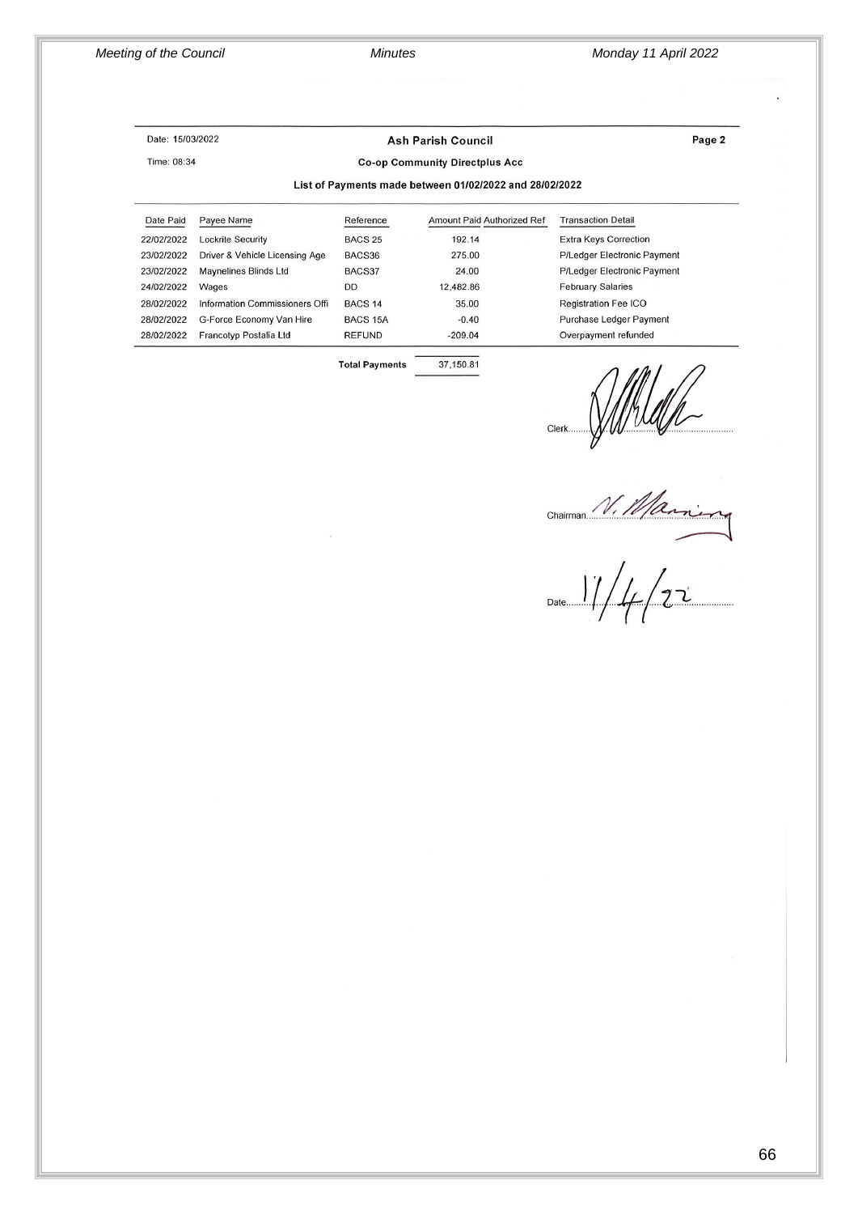Date: 15/03/2022

Time: 08:34

**Ash Parish Council**

**Co-op Community Directplus Acc**

**Page 2**

**List of Payments made between 01/02/2022 and 28/02/2022**

| Date Paid | Payee Name | Reference | Amount Paid | Authorized Ref | Transaction Detail |
|---|---|---|---|---|---|
| 22/02/2022 | Lockrite Security | BACS 25 | 192.14 | | Extra Keys Correction |
| 23/02/2022 | Driver & Vehicle Licensing Age | BACS36 | 275.00 | | P/Ledger Electronic Payment |
| 23/02/2022 | Maynelines Blinds Ltd | BACS37 | 24.00 | | P/Ledger Electronic Payment |
| 24/02/2022 | Wages | DD | 12,482.86 | | February Salaries |
| 28/02/2022 | Information Commissioners Offi | BACS 14 | 35.00 | | Registration Fee ICO |
| 28/02/2022 | G-Force Economy Van Hire | BACS 15A | -0.40 | | Purchase Ledger Payment |
| 28/02/2022 | Francotyp Postalia Ltd | REFUND | -209.04 | | Overpayment refunded |
| | | **Total Payments** | 37,150.81 | | |

Clerk..........................................

Chairman V. Manning

Date 11/4/22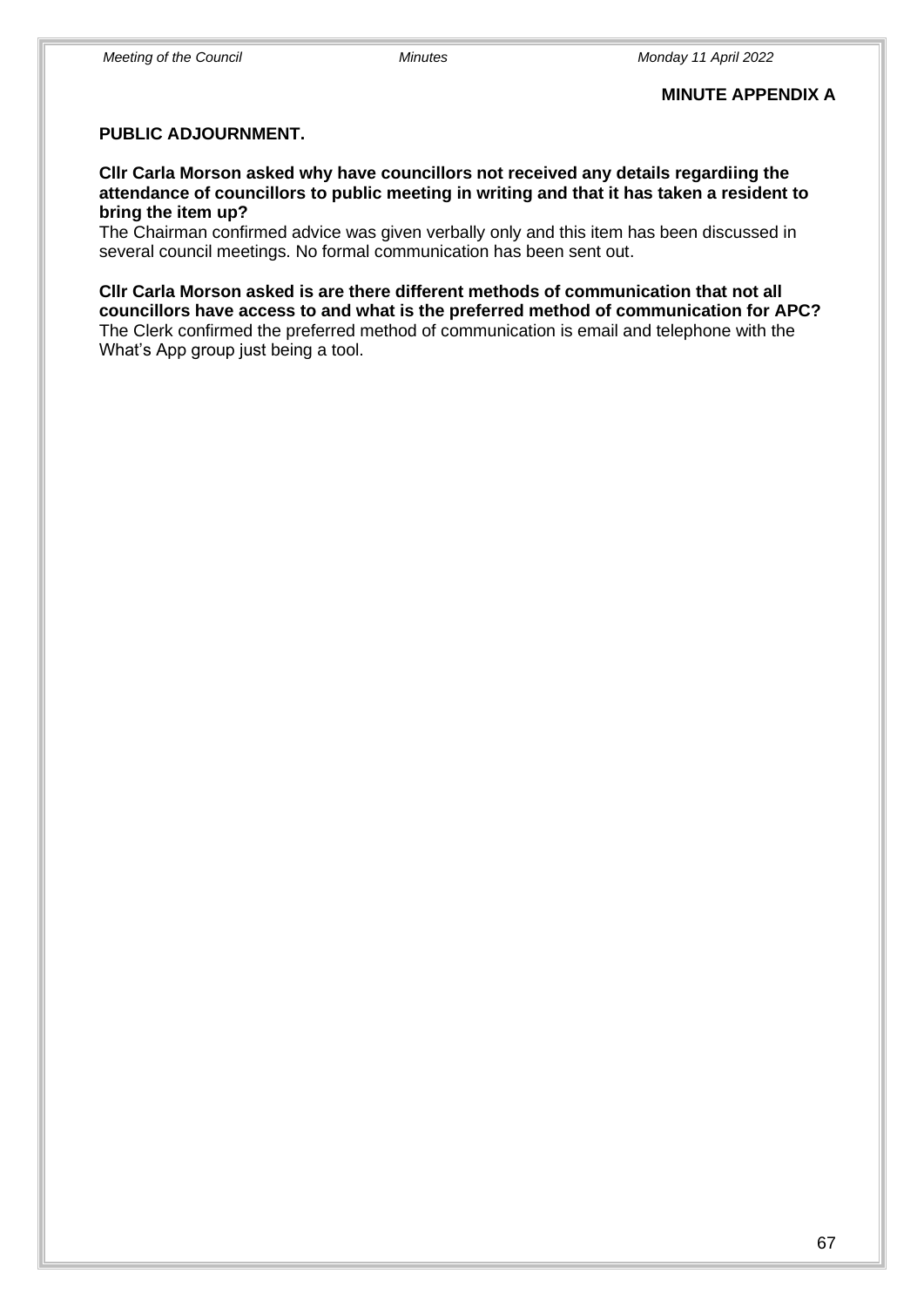**MINUTE APPENDIX A**

**PUBLIC ADJOURNMENT.**

**Cllr Carla Morson asked why have councillors not received any details regardiing the attendance of councillors to public meeting in writing and that it has taken a resident to bring the item up?**
The Chairman confirmed advice was given verbally only and this item has been discussed in several council meetings. No formal communication has been sent out.

**Cllr Carla Morson asked is are there different methods of communication that not all councillors have access to and what is the preferred method of communication for APC?**
The Clerk confirmed the preferred method of communication is email and telephone with the What's App group just being a tool.